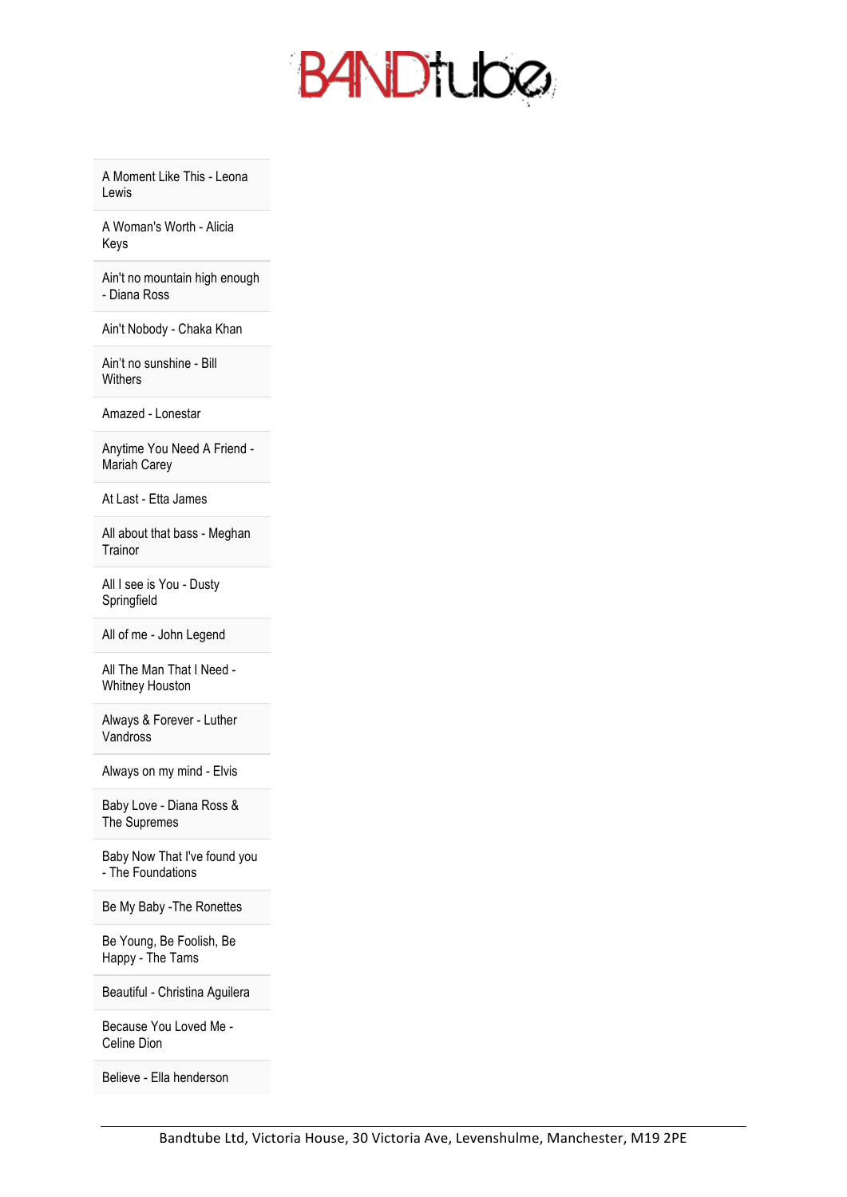# BANDtube

| |
|---|
| A Moment Like This - Leona Lewis |
| A Woman's Worth - Alicia Keys |
| Ain't no mountain high enough - Diana Ross |
| Ain't Nobody - Chaka Khan |
| Ain't no sunshine - Bill Withers |
| Amazed - Lonestar |
| Anytime You Need A Friend - Mariah Carey |
| At Last - Etta James |
| All about that bass - Meghan Trainor |
| All I see is You - Dusty Springfield |
| All of me - John Legend |
| All The Man That I Need - Whitney Houston |
| Always & Forever - Luther Vandross |
| Always on my mind - Elvis |
| Baby Love - Diana Ross & The Supremes |
| Baby Now That I've found you - The Foundations |
| Be My Baby -The Ronettes |
| Be Young, Be Foolish, Be Happy - The Tams |
| Beautiful - Christina Aguilera |
| Because You Loved Me - Celine Dion |
| Believe - Ella henderson |

Bandtube Ltd, Victoria House, 30 Victoria Ave, Levenshulme, Manchester, M19 2PE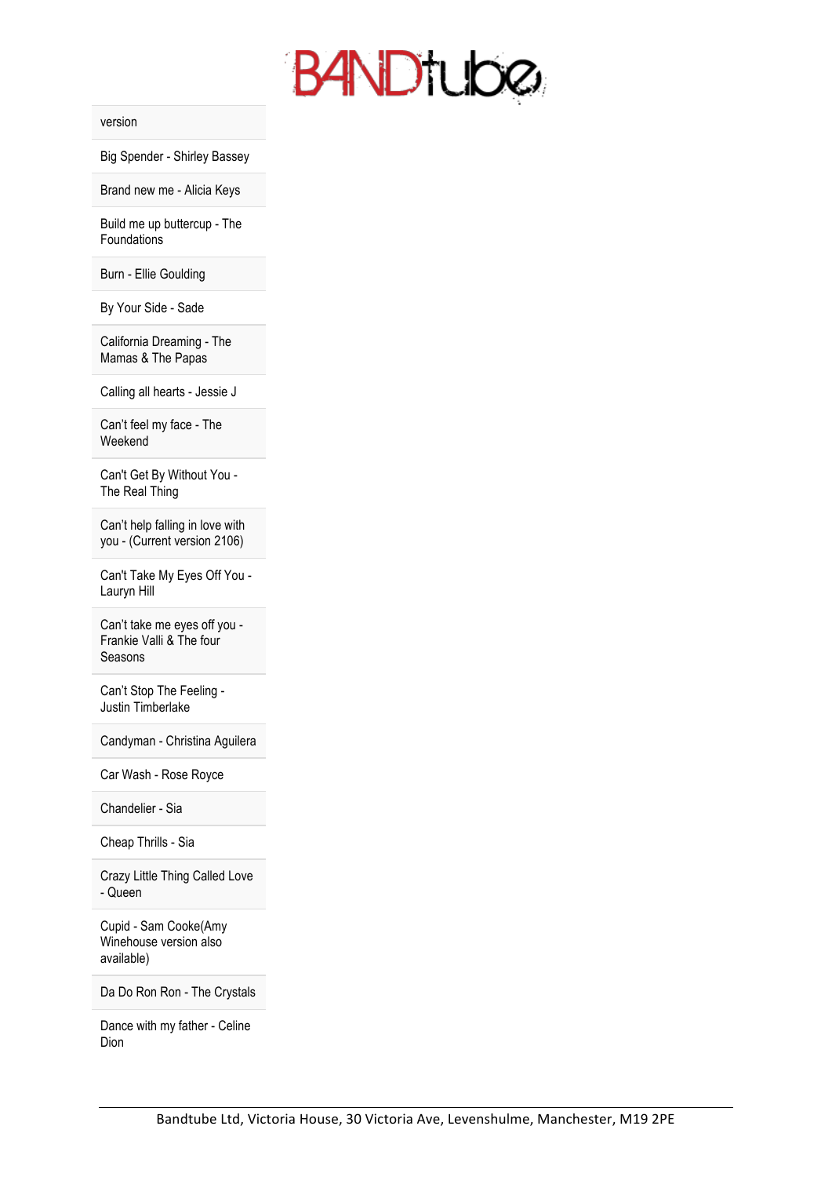| version |
|---|
| Big Spender - Shirley Bassey |
| Brand new me - Alicia Keys |
| Build me up buttercup - The Foundations |
| Burn - Ellie Goulding |
| By Your Side - Sade |
| California Dreaming - The Mamas & The Papas |
| Calling all hearts - Jessie J |
| Can't feel my face - The Weekend |
| Can't Get By Without You - The Real Thing |
| Can't help falling in love with you - (Current version 2106) |
| Can't Take My Eyes Off You - Lauryn Hill |
| Can't take me eyes off you - Frankie Valli & The four Seasons |
| Can't Stop The Feeling - Justin Timberlake |
| Candyman - Christina Aguilera |
| Car Wash - Rose Royce |
| Chandelier - Sia |
| Cheap Thrills - Sia |
| Crazy Little Thing Called Love - Queen |
| Cupid - Sam Cooke(Amy Winehouse version also available) |
| Da Do Ron Ron - The Crystals |
| Dance with my father - Celine Dion |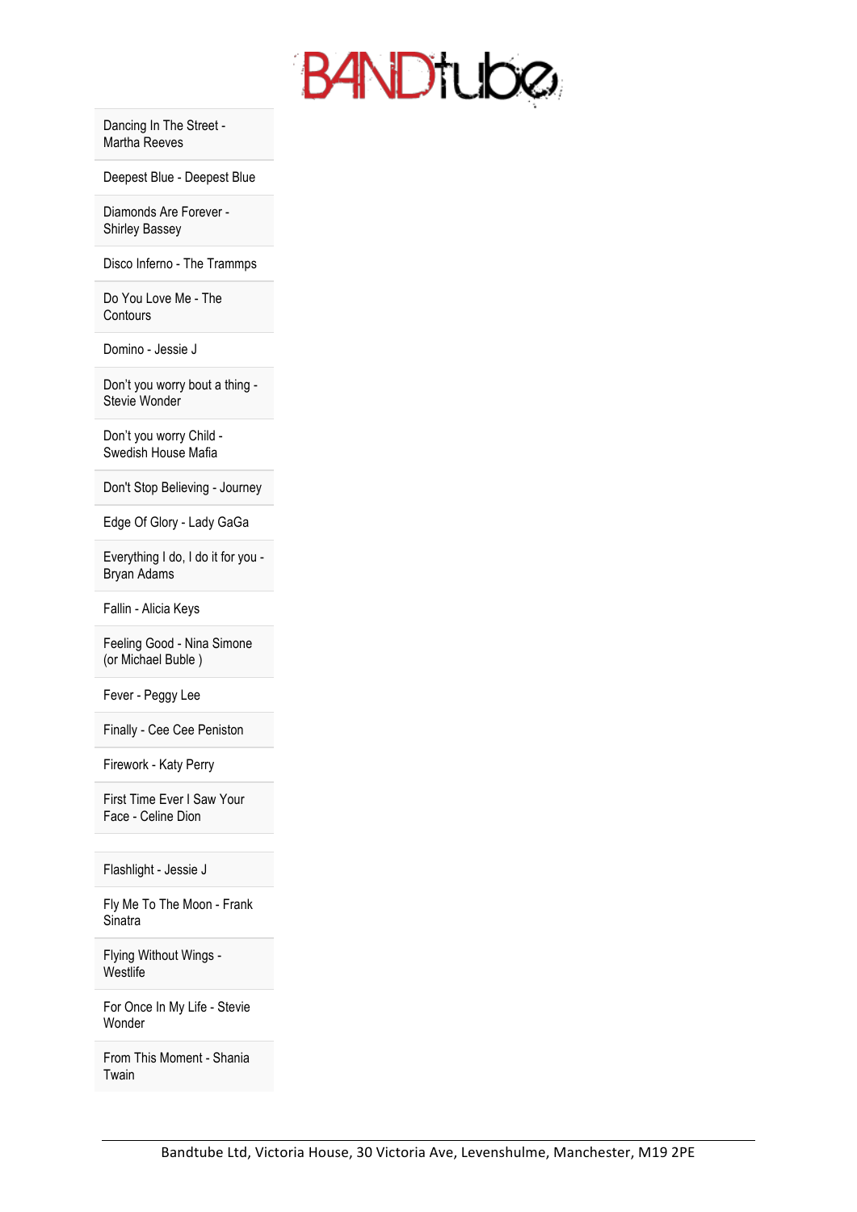| |
|---|
| Dancing In The Street - Martha Reeves |
| Deepest Blue - Deepest Blue |
| Diamonds Are Forever - Shirley Bassey |
| Disco Inferno - The Trammps |
| Do You Love Me - The Contours |
| Domino - Jessie J |
| Don't you worry bout a thing - Stevie Wonder |
| Don't you worry Child - Swedish House Mafia |
| Don't Stop Believing - Journey |
| Edge Of Glory - Lady GaGa |
| Everything I do, I do it for you - Bryan Adams |
| Fallin - Alicia Keys |
| Feeling Good - Nina Simone (or Michael Buble ) |
| Fever - Peggy Lee |
| Finally - Cee Cee Peniston |
| Firework - Katy Perry |
| First Time Ever I Saw Your Face - Celine Dion |
| |
| Flashlight - Jessie J |
| Fly Me To The Moon - Frank Sinatra |
| Flying Without Wings - Westlife |
| For Once In My Life - Stevie Wonder |
| From This Moment - Shania Twain |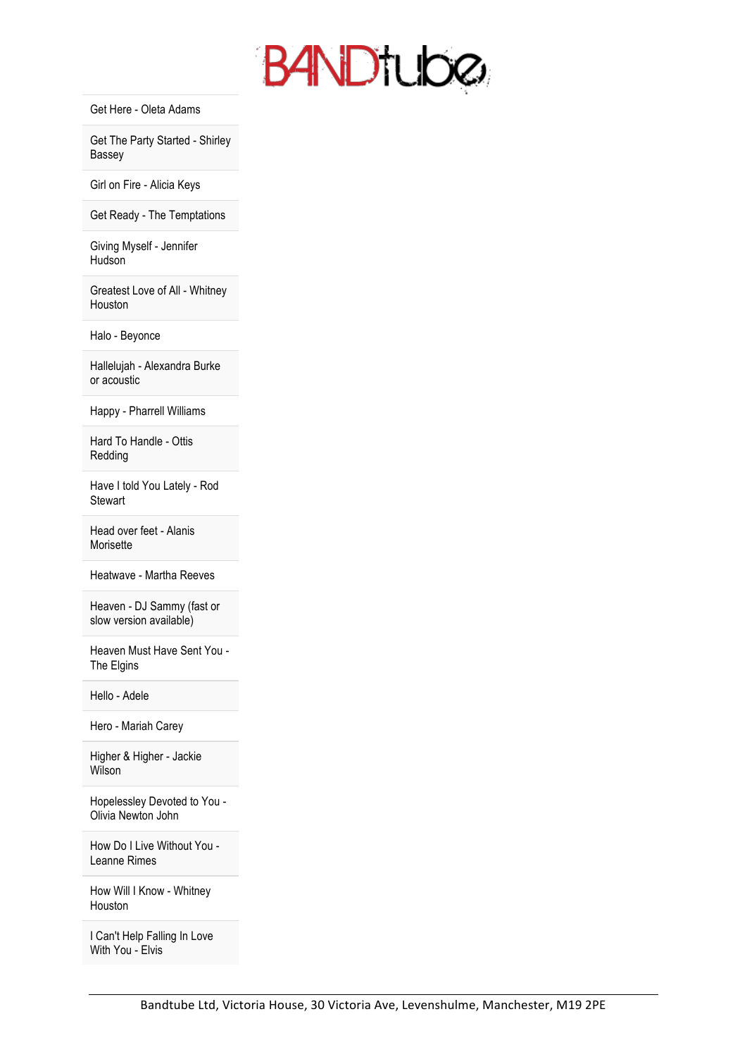| Get Here - Oleta Adams |
|---|
| Get The Party Started - Shirley Bassey |
| Girl on Fire - Alicia Keys |
| Get Ready - The Temptations |
| Giving Myself - Jennifer Hudson |
| Greatest Love of All - Whitney Houston |
| Halo - Beyonce |
| Hallelujah - Alexandra Burke or acoustic |
| Happy - Pharrell Williams |
| Hard To Handle - Ottis Redding |
| Have I told You Lately - Rod Stewart |
| Head over feet - Alanis Morisette |
| Heatwave - Martha Reeves |
| Heaven - DJ Sammy (fast or slow version available) |
| Heaven Must Have Sent You - The Elgins |
| Hello - Adele |
| Hero - Mariah Carey |
| Higher & Higher - Jackie Wilson |
| Hopelessley Devoted to You - Olivia Newton John |
| How Do I Live Without You - Leanne Rimes |
| How Will I Know - Whitney Houston |
| I Can't Help Falling In Love With You - Elvis |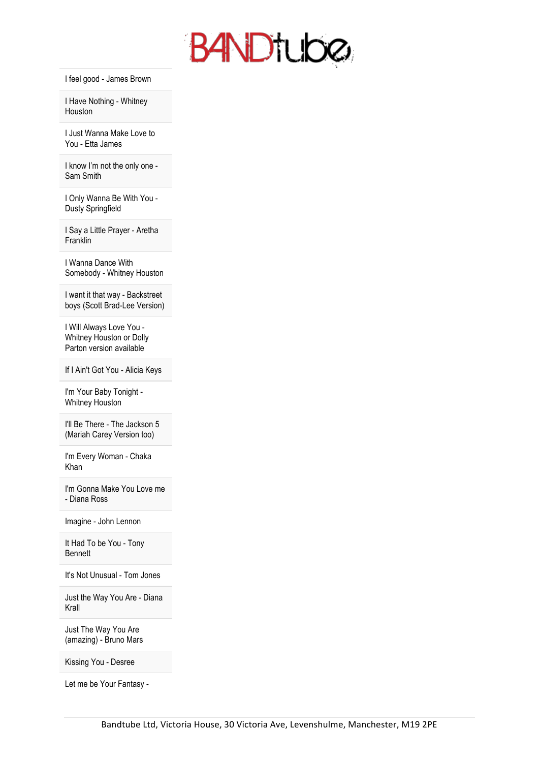| |
|---|
| I feel good - James Brown |
| I Have Nothing - Whitney Houston |
| I Just Wanna Make Love to You - Etta James |
| I know I'm not the only one - Sam Smith |
| I Only Wanna Be With You - Dusty Springfield |
| I Say a Little Prayer - Aretha Franklin |
| I Wanna Dance With Somebody - Whitney Houston |
| I want it that way - Backstreet boys (Scott Brad-Lee Version) |
| I Will Always Love You - Whitney Houston or Dolly Parton version available |
| If I Ain't Got You - Alicia Keys |
| I'm Your Baby Tonight - Whitney Houston |
| I'll Be There - The Jackson 5 (Mariah Carey Version too) |
| I'm Every Woman - Chaka Khan |
| I'm Gonna Make You Love me - Diana Ross |
| Imagine - John Lennon |
| It Had To be You - Tony Bennett |
| It's Not Unusual - Tom Jones |
| Just the Way You Are - Diana Krall |
| Just The Way You Are (amazing) - Bruno Mars |
| Kissing You - Desree |
| Let me be Your Fantasy - |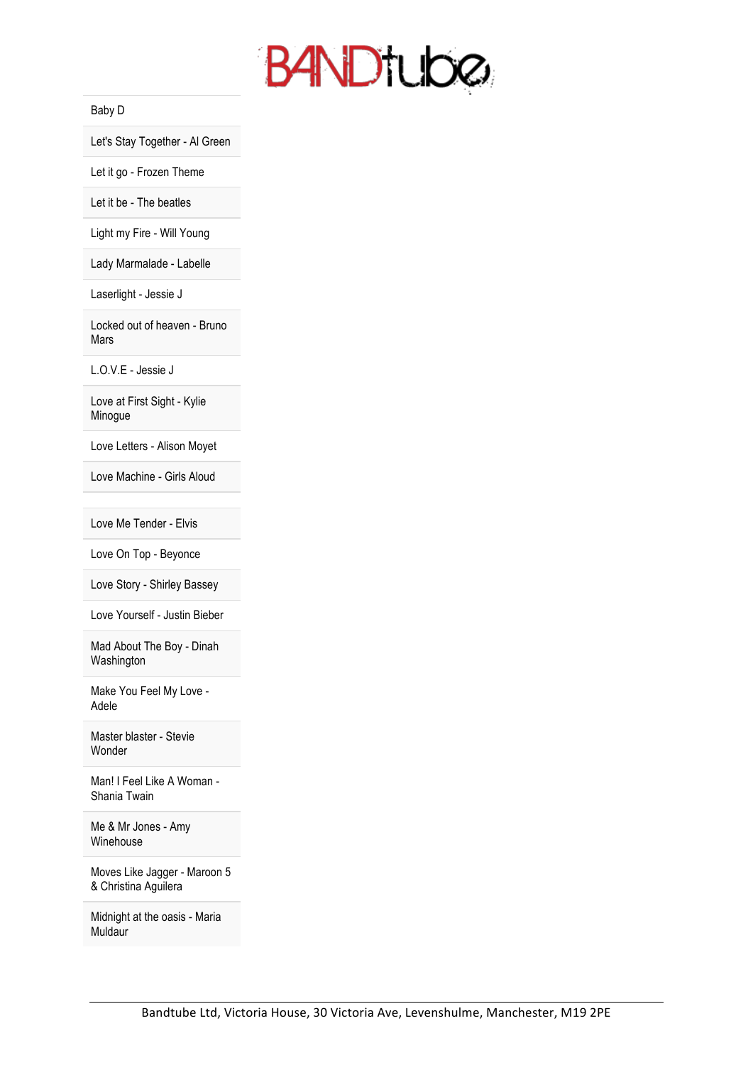BANDtube

| Baby D |
|---|
| Let's Stay Together - Al Green |
| Let it go - Frozen Theme |
| Let it be - The beatles |
| Light my Fire - Will Young |
| Lady Marmalade - Labelle |
| Laserlight - Jessie J |
| Locked out of heaven - Bruno Mars |
| L.O.V.E - Jessie J |
| Love at First Sight - Kylie Minogue |
| Love Letters - Alison Moyet |
| Love Machine - Girls Aloud |
| |
| Love Me Tender - Elvis |
| Love On Top - Beyonce |
| Love Story - Shirley Bassey |
| Love Yourself - Justin Bieber |
| Mad About The Boy - Dinah Washington |
| Make You Feel My Love - Adele |
| Master blaster - Stevie Wonder |
| Man! I Feel Like A Woman - Shania Twain |
| Me & Mr Jones - Amy Winehouse |
| Moves Like Jagger - Maroon 5 & Christina Aguilera |
| Midnight at the oasis - Maria Muldaur |

Bandtube Ltd, Victoria House, 30 Victoria Ave, Levenshulme, Manchester, M19 2PE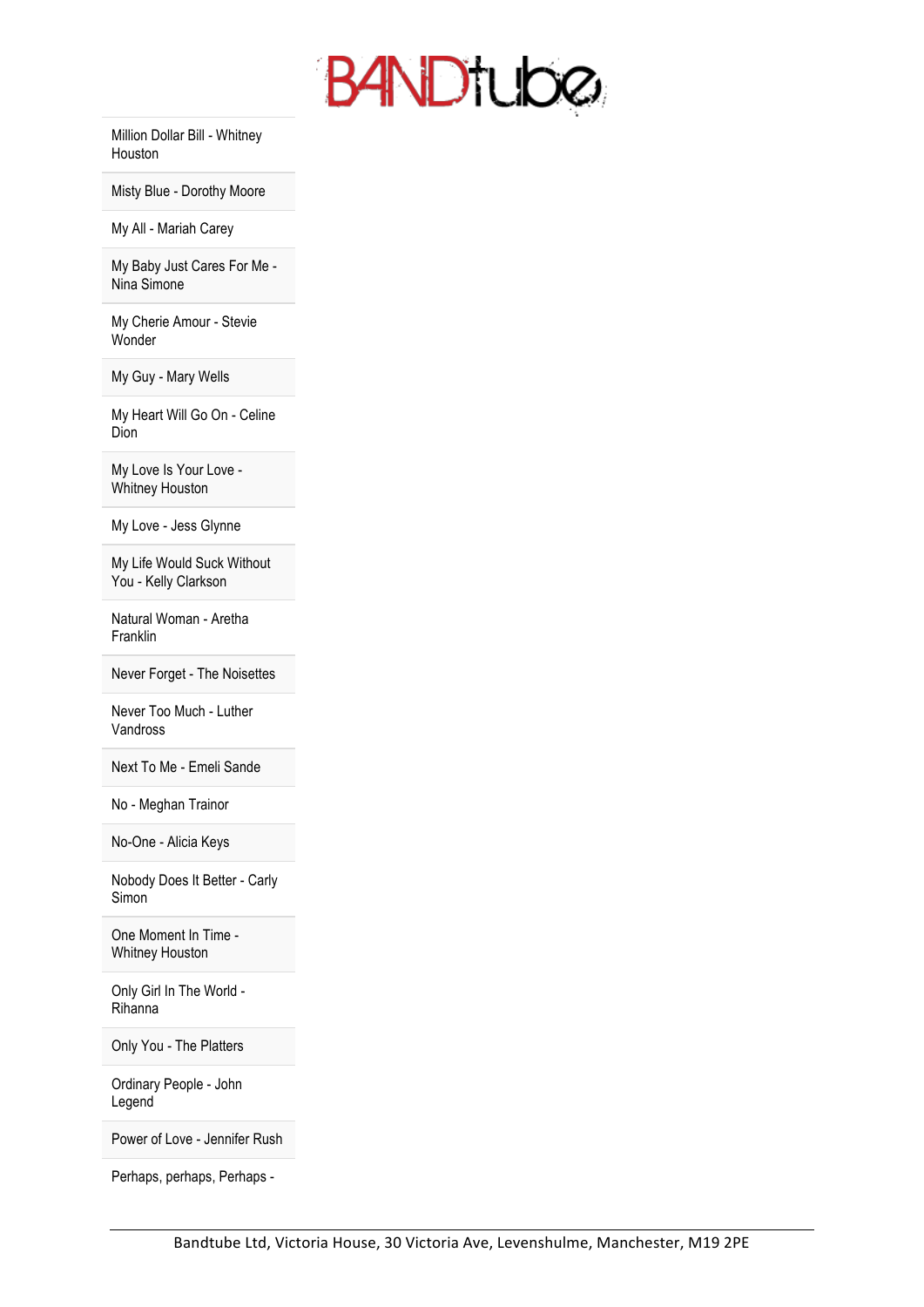| Million Dollar Bill - Whitney Houston |
| --- |
| Misty Blue - Dorothy Moore |
| My All - Mariah Carey |
| My Baby Just Cares For Me - Nina Simone |
| My Cherie Amour - Stevie Wonder |
| My Guy - Mary Wells |
| My Heart Will Go On - Celine Dion |
| My Love Is Your Love - Whitney Houston |
| My Love - Jess Glynne |
| My Life Would Suck Without You - Kelly Clarkson |
| Natural Woman - Aretha Franklin |
| Never Forget - The Noisettes |
| Never Too Much - Luther Vandross |
| Next To Me - Emeli Sande |
| No - Meghan Trainor |
| No-One - Alicia Keys |
| Nobody Does It Better - Carly Simon |
| One Moment In Time - Whitney Houston |
| Only Girl In The World - Rihanna |
| Only You - The Platters |
| Ordinary People - John Legend |
| Power of Love - Jennifer Rush |
| Perhaps, perhaps, Perhaps - |

Bandtube Ltd, Victoria House, 30 Victoria Ave, Levenshulme, Manchester, M19 2PE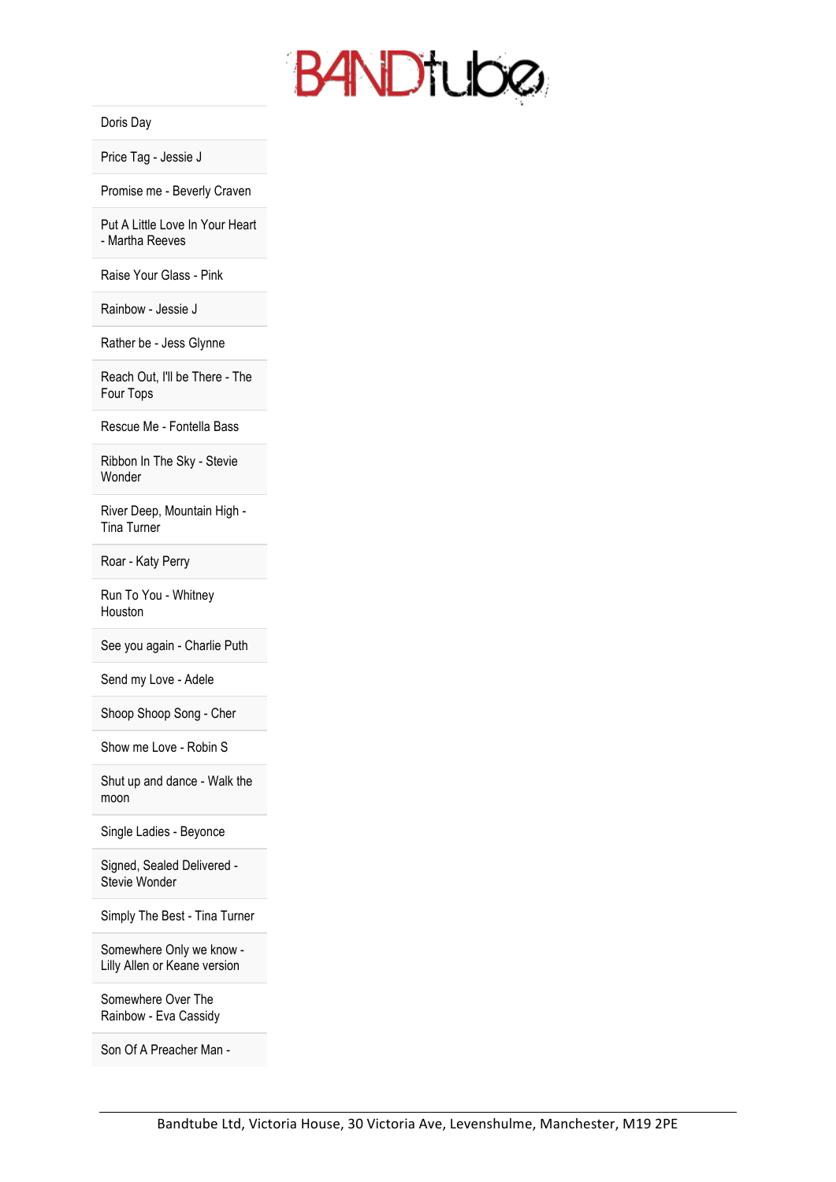| Doris Day |
|---|
| Price Tag - Jessie J |
| Promise me - Beverly Craven |
| Put A Little Love In Your Heart - Martha Reeves |
| Raise Your Glass - Pink |
| Rainbow - Jessie J |
| Rather be - Jess Glynne |
| Reach Out, I'll be There - The Four Tops |
| Rescue Me - Fontella Bass |
| Ribbon In The Sky - Stevie Wonder |
| River Deep, Mountain High - Tina Turner |
| Roar - Katy Perry |
| Run To You - Whitney Houston |
| See you again - Charlie Puth |
| Send my Love - Adele |
| Shoop Shoop Song - Cher |
| Show me Love - Robin S |
| Shut up and dance - Walk the moon |
| Single Ladies - Beyonce |
| Signed, Sealed Delivered - Stevie Wonder |
| Simply The Best - Tina Turner |
| Somewhere Only we know - Lilly Allen or Keane version |
| Somewhere Over The Rainbow - Eva Cassidy |
| Son Of A Preacher Man - |

Bandtube Ltd, Victoria House, 30 Victoria Ave, Levenshulme, Manchester, M19 2PE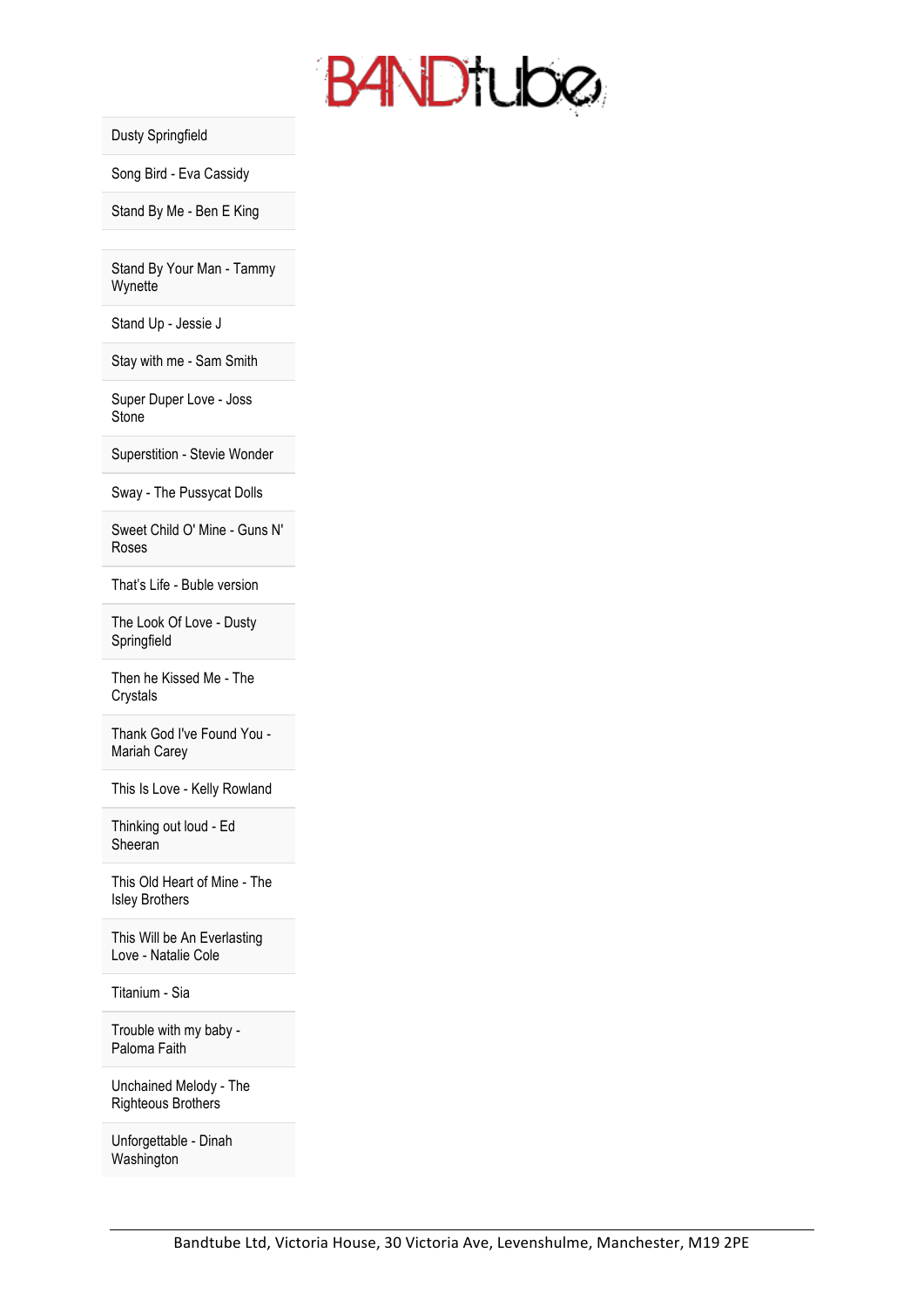Dusty Springfield

Song Bird - Eva Cassidy

Stand By Me - Ben E King

Stand By Your Man - Tammy Wynette

Stand Up - Jessie J

Stay with me - Sam Smith

Super Duper Love - Joss Stone

Superstition - Stevie Wonder

Sway - The Pussycat Dolls

Sweet Child O' Mine - Guns N' Roses

That's Life - Buble version

The Look Of Love - Dusty Springfield

Then he Kissed Me - The Crystals

Thank God I've Found You - Mariah Carey

This Is Love - Kelly Rowland

Thinking out loud - Ed Sheeran

This Old Heart of Mine - The Isley Brothers

This Will be An Everlasting Love - Natalie Cole

Titanium - Sia

Trouble with my baby - Paloma Faith

Unchained Melody - The Righteous Brothers

Unforgettable - Dinah Washington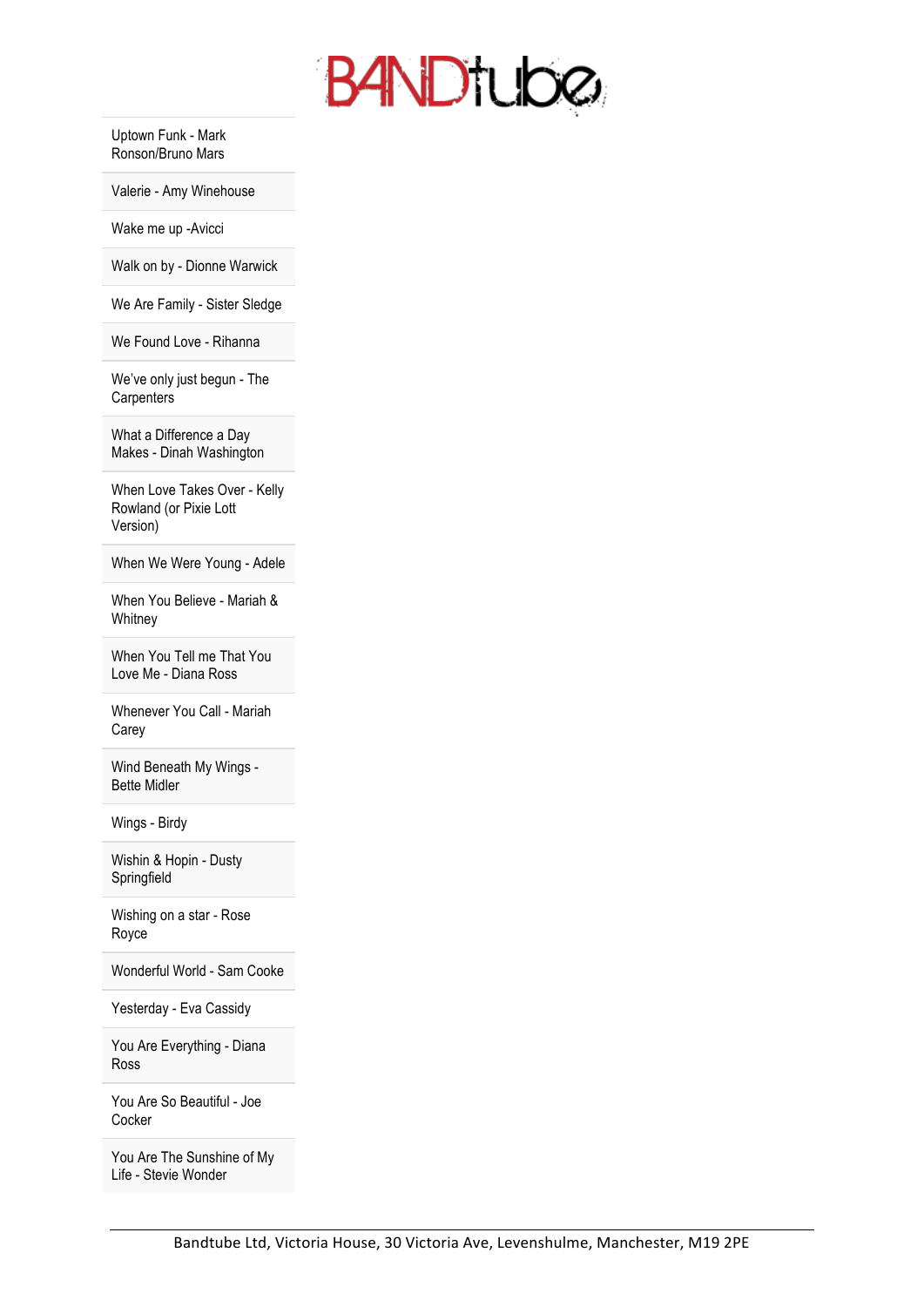| Uptown Funk - Mark Ronson/Bruno Mars |
| --- |
| Valerie - Amy Winehouse |
| Wake me up -Avicci |
| Walk on by - Dionne Warwick |
| We Are Family - Sister Sledge |
| We Found Love - Rihanna |
| We've only just begun - The Carpenters |
| What a Difference a Day Makes - Dinah Washington |
| When Love Takes Over - Kelly Rowland (or Pixie Lott Version) |
| When We Were Young - Adele |
| When You Believe - Mariah & Whitney |
| When You Tell me That You Love Me - Diana Ross |
| Whenever You Call - Mariah Carey |
| Wind Beneath My Wings - Bette Midler |
| Wings - Birdy |
| Wishin & Hopin - Dusty Springfield |
| Wishing on a star - Rose Royce |
| Wonderful World - Sam Cooke |
| Yesterday - Eva Cassidy |
| You Are Everything - Diana Ross |
| You Are So Beautiful - Joe Cocker |
| You Are The Sunshine of My Life - Stevie Wonder |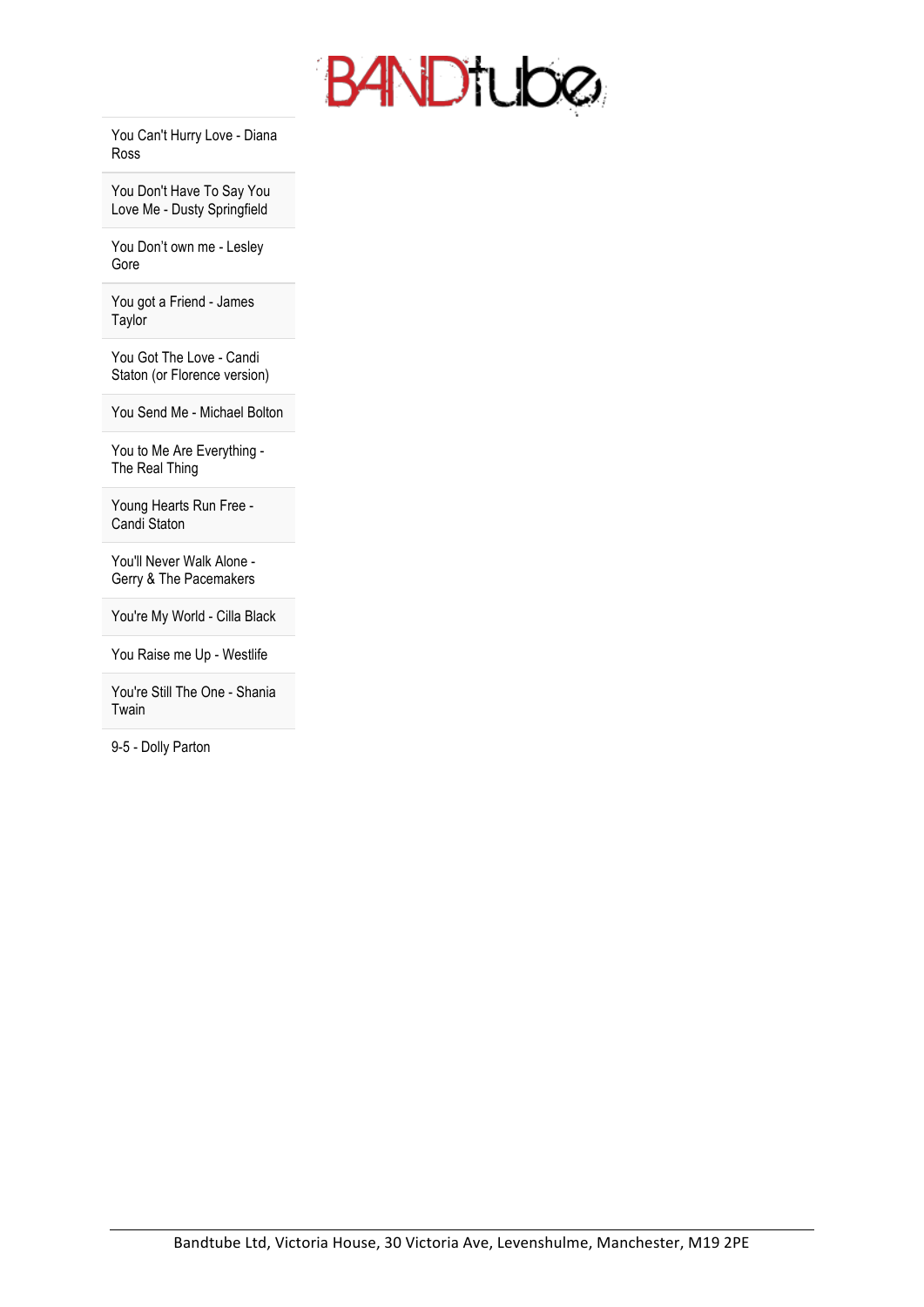You Can't Hurry Love - Diana Ross

You Don't Have To Say You Love Me - Dusty Springfield

You Don't own me - Lesley Gore

You got a Friend - James Taylor

You Got The Love - Candi Staton (or Florence version)

You Send Me - Michael Bolton

You to Me Are Everything - The Real Thing

Young Hearts Run Free - Candi Staton

You'll Never Walk Alone - Gerry & The Pacemakers

You're My World - Cilla Black

You Raise me Up - Westlife

You're Still The One - Shania Twain

9-5 - Dolly Parton